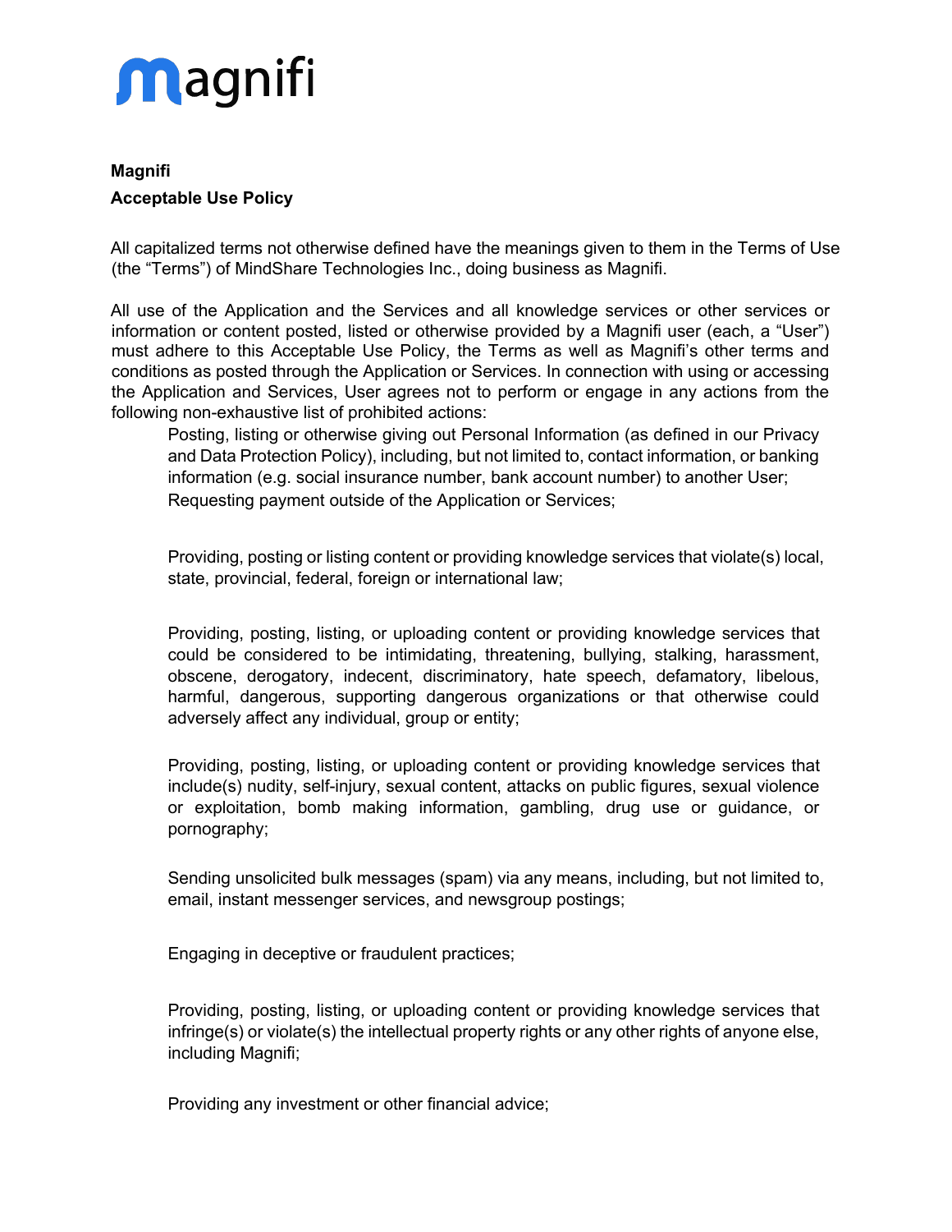# magnifi

**Magnifi**

**Acceptable Use Policy**

All capitalized terms not otherwise defined have the meanings given to them in the Terms of Use (the "Terms") of MindShare Technologies Inc., doing business as Magnifi.

All use of the Application and the Services and all knowledge services or other services or information or content posted, listed or otherwise provided by a Magnifi user (each, a "User") must adhere to this Acceptable Use Policy, the Terms as well as Magnifi's other terms and conditions as posted through the Application or Services. In connection with using or accessing the Application and Services, User agrees not to perform or engage in any actions from the following non-exhaustive list of prohibited actions:

- Posting, listing or otherwise giving out Personal Information (as defined in our Privacy and Data Protection Policy), including, but not limited to, contact information, or banking information (e.g. social insurance number, bank account number) to another User;
- Requesting payment outside of the Application or Services;
- Providing, posting or listing content or providing knowledge services that violate(s) local, state, provincial, federal, foreign or international law;
- Providing, posting, listing, or uploading content or providing knowledge services that could be considered to be intimidating, threatening, bullying, stalking, harassment, obscene, derogatory, indecent, discriminatory, hate speech, defamatory, libelous, harmful, dangerous, supporting dangerous organizations or that otherwise could adversely affect any individual, group or entity;
- Providing, posting, listing, or uploading content or providing knowledge services that include(s) nudity, self-injury, sexual content, attacks on public figures, sexual violence or exploitation, bomb making information, gambling, drug use or guidance, or pornography;
- Sending unsolicited bulk messages (spam) via any means, including, but not limited to, email, instant messenger services, and newsgroup postings;
- Engaging in deceptive or fraudulent practices;
- Providing, posting, listing, or uploading content or providing knowledge services that infringe(s) or violate(s) the intellectual property rights or any other rights of anyone else, including Magnifi;
- Providing any investment or other financial advice;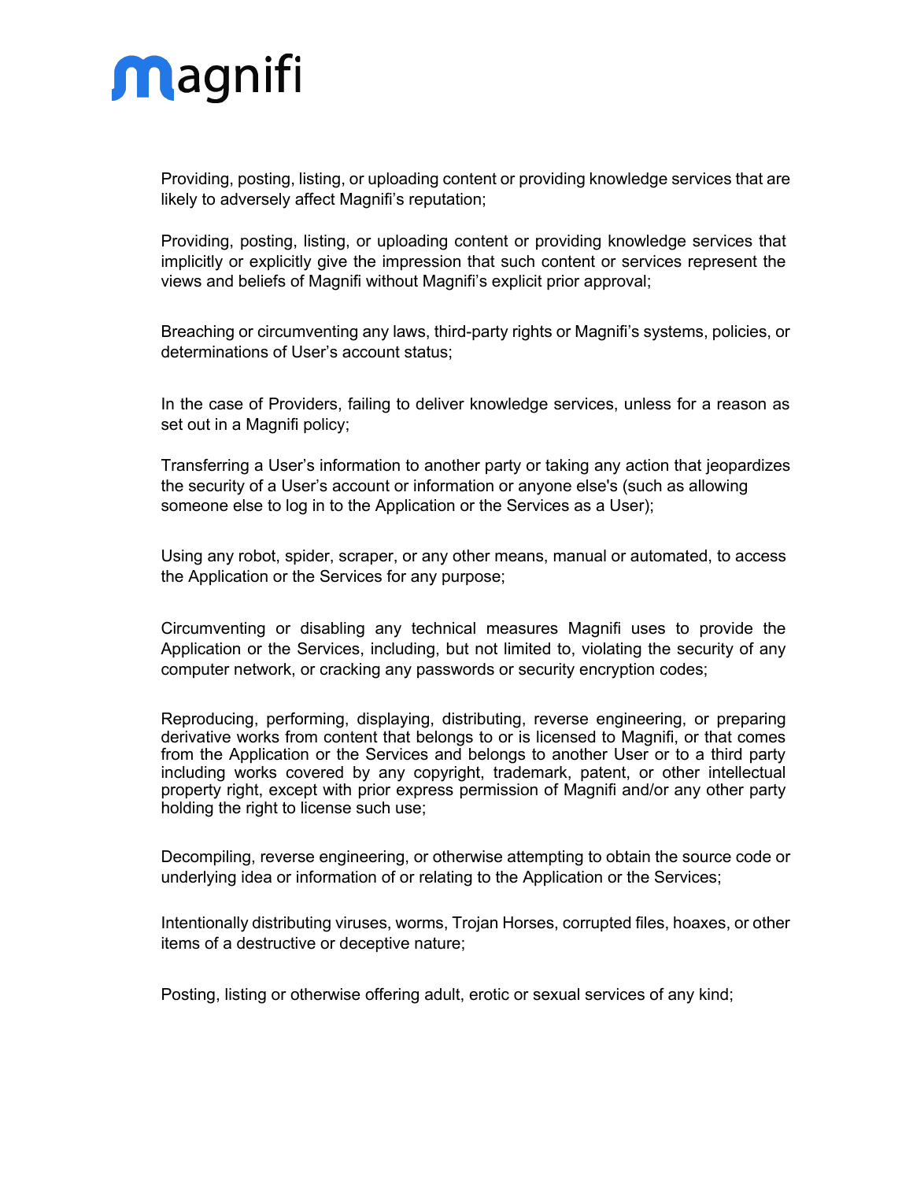Providing, posting, listing, or uploading content or providing knowledge services that are likely to adversely affect Magnifi's reputation;

Providing, posting, listing, or uploading content or providing knowledge services that implicitly or explicitly give the impression that such content or services represent the views and beliefs of Magnifi without Magnifi's explicit prior approval;

Breaching or circumventing any laws, third-party rights or Magnifi's systems, policies, or determinations of User's account status;

In the case of Providers, failing to deliver knowledge services, unless for a reason as set out in a Magnifi policy;

Transferring a User's information to another party or taking any action that jeopardizes the security of a User's account or information or anyone else's (such as allowing someone else to log in to the Application or the Services as a User);

Using any robot, spider, scraper, or any other means, manual or automated, to access the Application or the Services for any purpose;

Circumventing or disabling any technical measures Magnifi uses to provide the Application or the Services, including, but not limited to, violating the security of any computer network, or cracking any passwords or security encryption codes;

Reproducing, performing, displaying, distributing, reverse engineering, or preparing derivative works from content that belongs to or is licensed to Magnifi, or that comes from the Application or the Services and belongs to another User or to a third party including works covered by any copyright, trademark, patent, or other intellectual property right, except with prior express permission of Magnifi and/or any other party holding the right to license such use;

Decompiling, reverse engineering, or otherwise attempting to obtain the source code or underlying idea or information of or relating to the Application or the Services;

Intentionally distributing viruses, worms, Trojan Horses, corrupted files, hoaxes, or other items of a destructive or deceptive nature;

Posting, listing or otherwise offering adult, erotic or sexual services of any kind;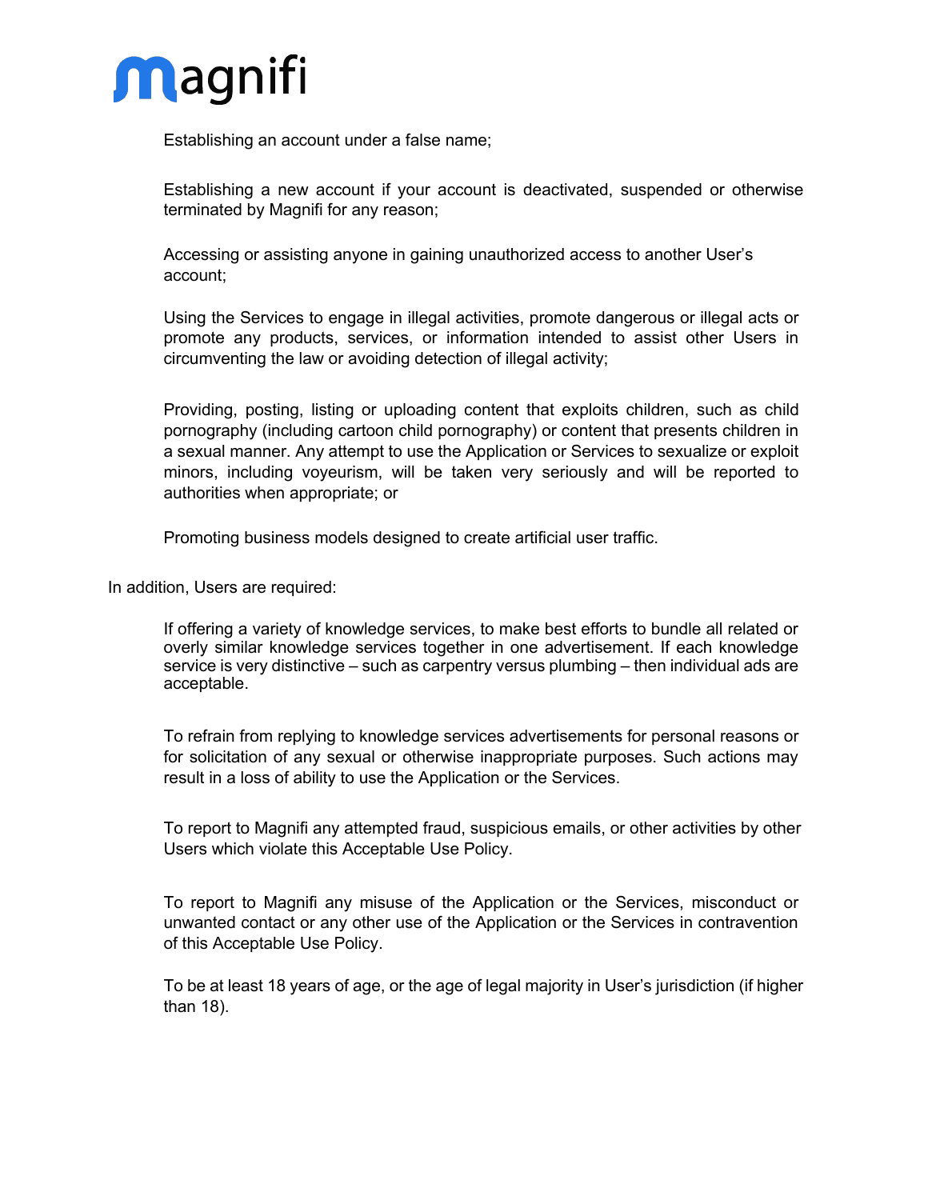Establishing an account under a false name;

Establishing a new account if your account is deactivated, suspended or otherwise terminated by Magnifi for any reason;

Accessing or assisting anyone in gaining unauthorized access to another User's account;

Using the Services to engage in illegal activities, promote dangerous or illegal acts or promote any products, services, or information intended to assist other Users in circumventing the law or avoiding detection of illegal activity;

Providing, posting, listing or uploading content that exploits children, such as child pornography (including cartoon child pornography) or content that presents children in a sexual manner. Any attempt to use the Application or Services to sexualize or exploit minors, including voyeurism, will be taken very seriously and will be reported to authorities when appropriate; or

Promoting business models designed to create artificial user traffic.

In addition, Users are required:

If offering a variety of knowledge services, to make best efforts to bundle all related or overly similar knowledge services together in one advertisement. If each knowledge service is very distinctive – such as carpentry versus plumbing – then individual ads are acceptable.

To refrain from replying to knowledge services advertisements for personal reasons or for solicitation of any sexual or otherwise inappropriate purposes. Such actions may result in a loss of ability to use the Application or the Services.

To report to Magnifi any attempted fraud, suspicious emails, or other activities by other Users which violate this Acceptable Use Policy.

To report to Magnifi any misuse of the Application or the Services, misconduct or unwanted contact or any other use of the Application or the Services in contravention of this Acceptable Use Policy.

To be at least 18 years of age, or the age of legal majority in User's jurisdiction (if higher than 18).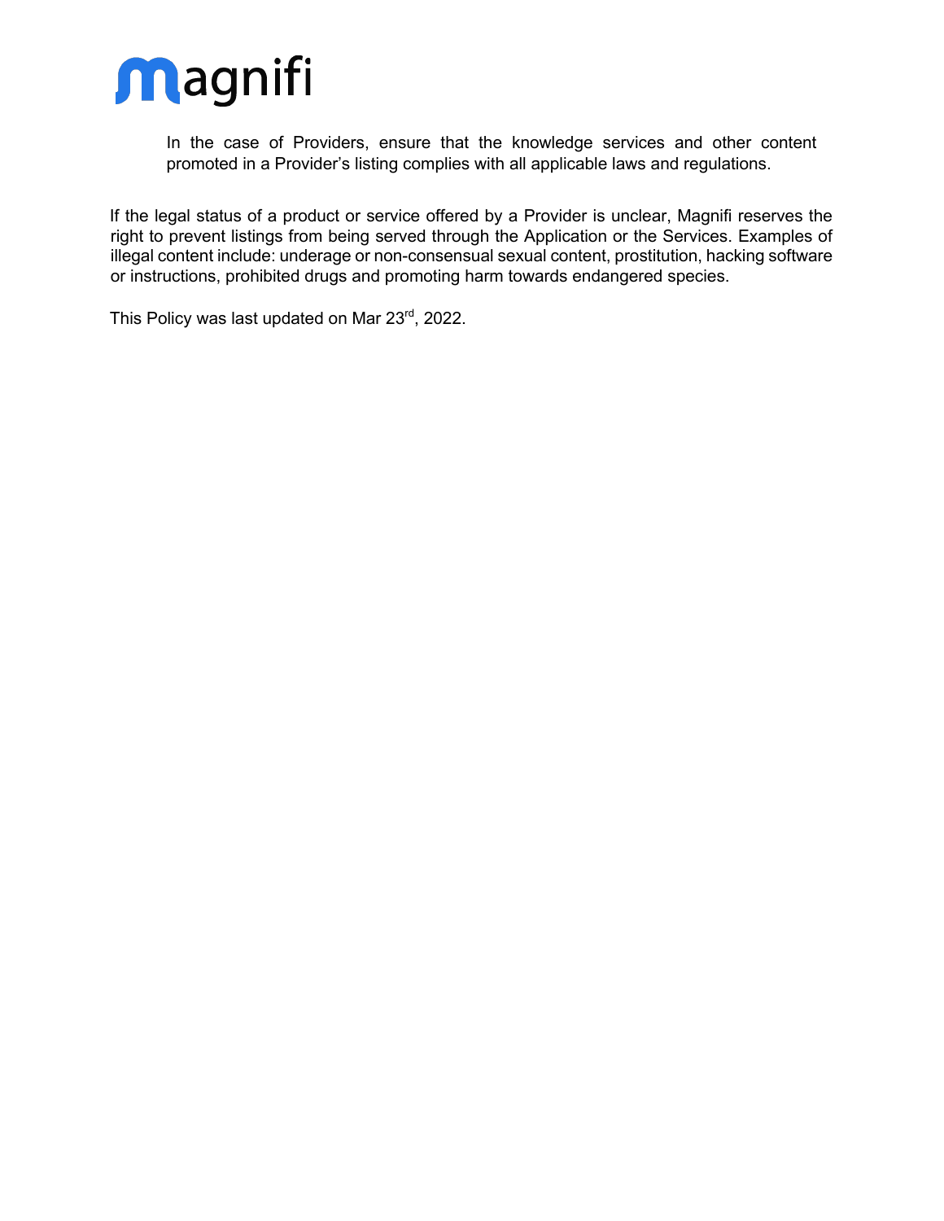In the case of Providers, ensure that the knowledge services and other content promoted in a Provider's listing complies with all applicable laws and regulations.

If the legal status of a product or service offered by a Provider is unclear, Magnifi reserves the right to prevent listings from being served through the Application or the Services. Examples of illegal content include: underage or non-consensual sexual content, prostitution, hacking software or instructions, prohibited drugs and promoting harm towards endangered species.

This Policy was last updated on Mar 23rd, 2022.